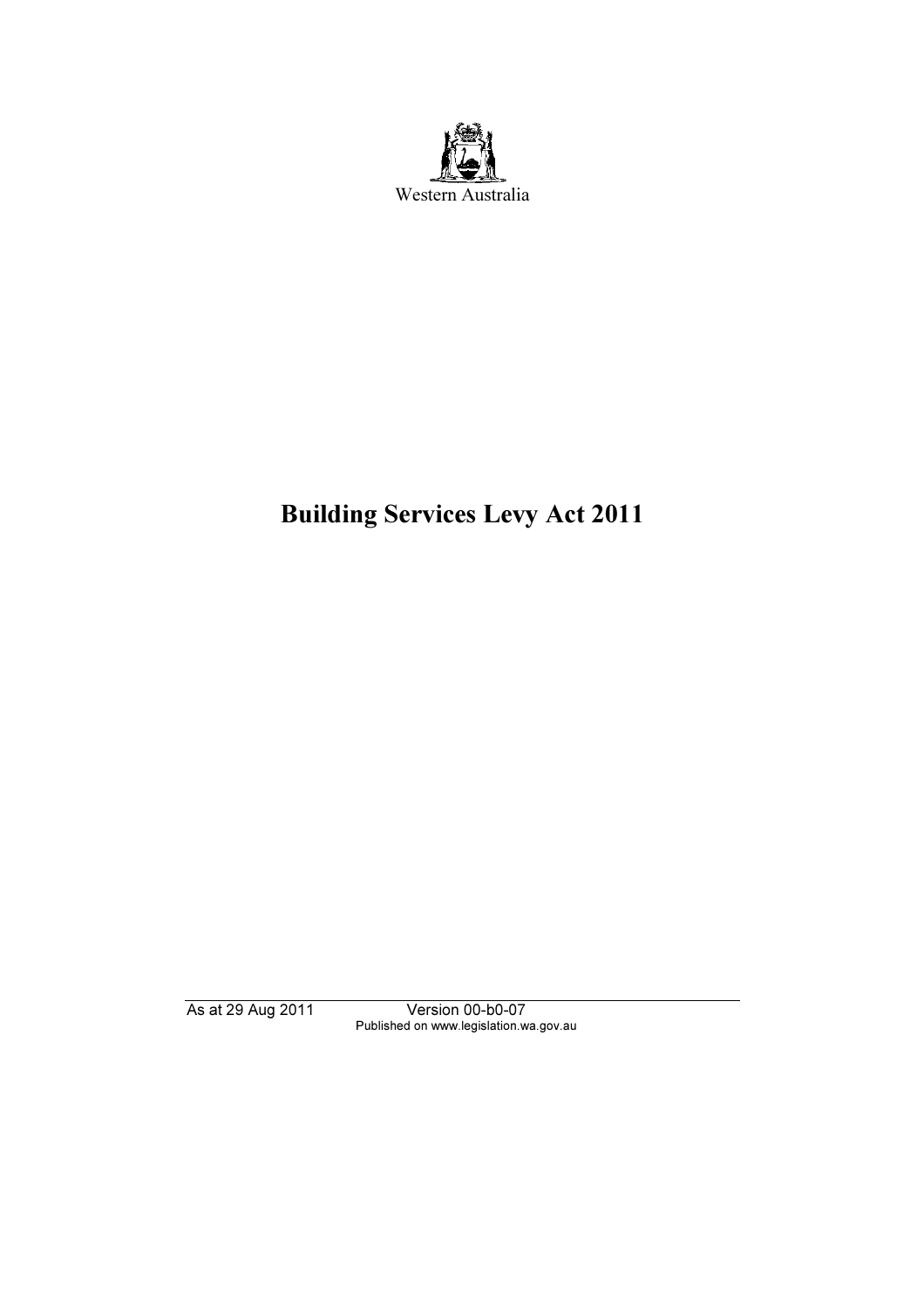Western Australia

# Building Services Levy Act 2011

As at 29 Aug 2011 Version 00-b0-07
Published on www.legislation.wa.gov.au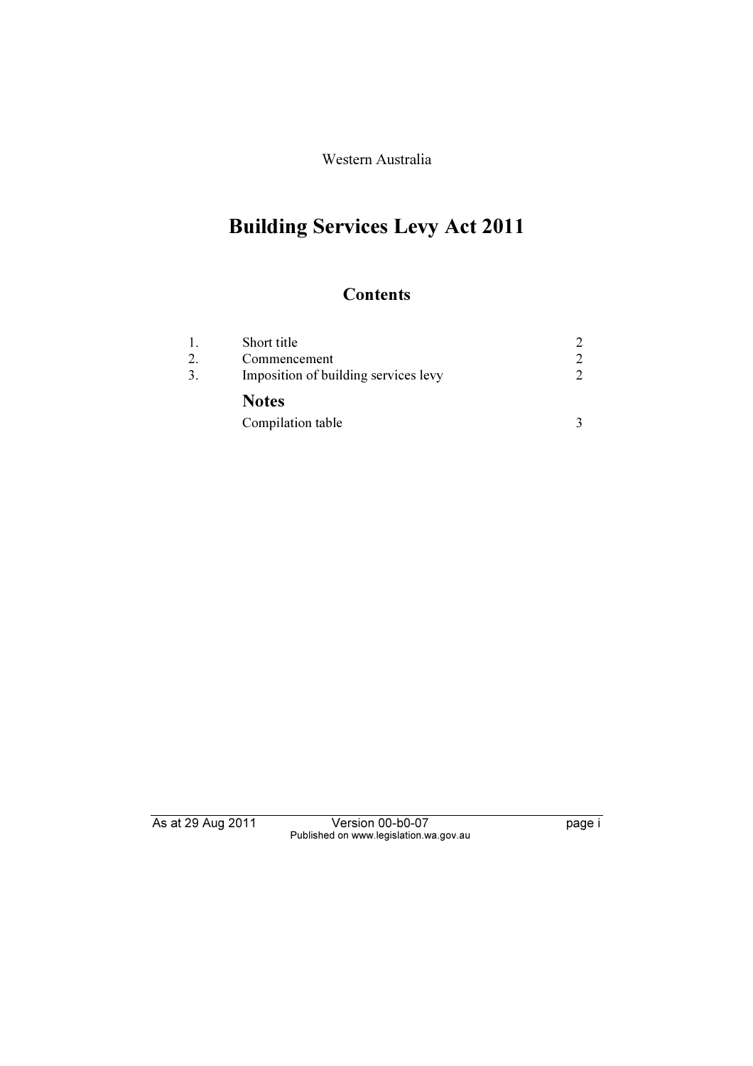Western Australia

# Building Services Levy Act 2011

## Contents

| | | |
|---|---|---|
| 1. | Short title | 2 |
| 2. | Commencement | 2 |
| 3. | Imposition of building services levy | 2 |
| | **Notes** | |
| | Compilation table | 3 |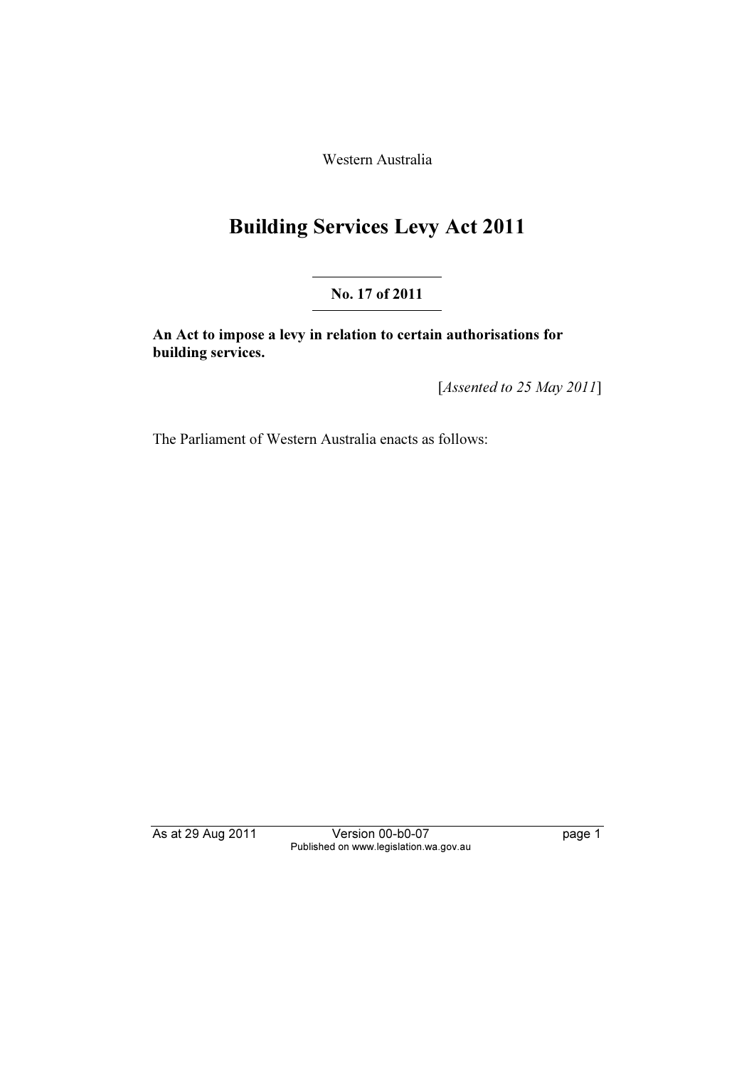Western Australia

# Building Services Levy Act 2011

**No. 17 of 2011**

**An Act to impose a levy in relation to certain authorisations for building services.**

[*Assented to 25 May 2011*]

The Parliament of Western Australia enacts as follows: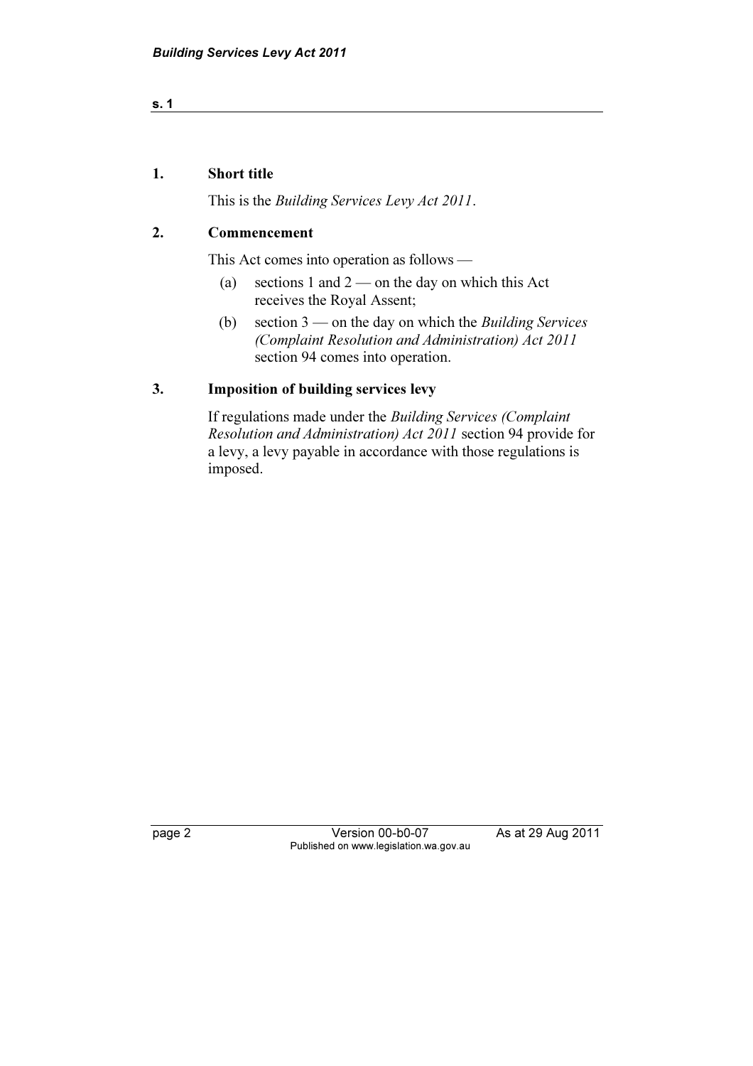### 1. Short title

This is the *Building Services Levy Act 2011*.

### 2. Commencement

This Act comes into operation as follows —

(a) sections 1 and 2 — on the day on which this Act receives the Royal Assent;

(b) section 3 — on the day on which the *Building Services (Complaint Resolution and Administration) Act 2011* section 94 comes into operation.

### 3. Imposition of building services levy

If regulations made under the *Building Services (Complaint Resolution and Administration) Act 2011* section 94 provide for a levy, a levy payable in accordance with those regulations is imposed.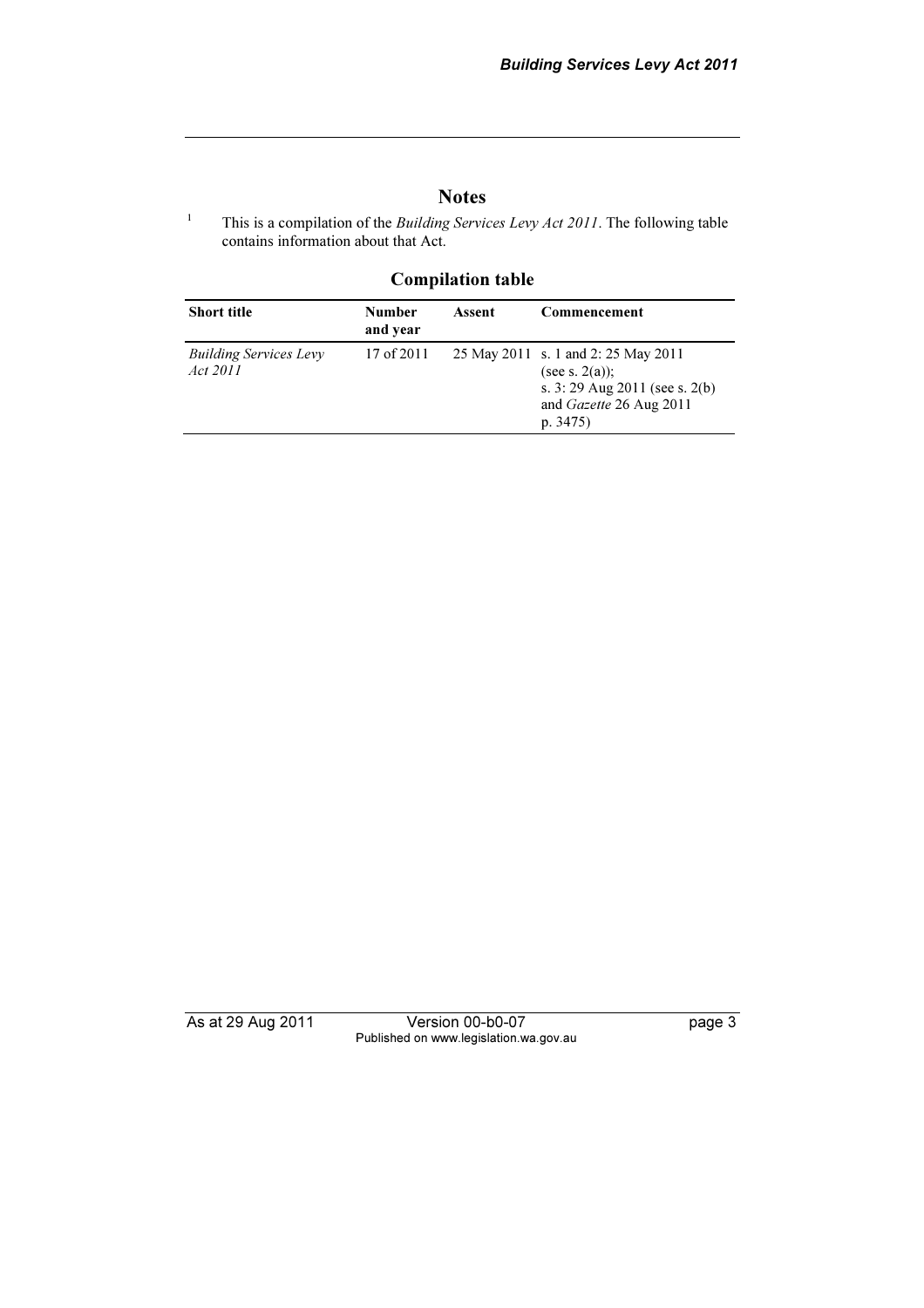## Notes

[1] This is a compilation of the *Building Services Levy Act 2011*. The following table contains information about that Act.

### Compilation table

| Short title | Number and year | Assent | Commencement |
|---|---|---|---|
| *Building Services Levy Act 2011* | 17 of 2011 | 25 May 2011 | s. 1 and 2: 25 May 2011 (see s. 2(a)); s. 3: 29 Aug 2011 (see s. 2(b) and *Gazette* 26 Aug 2011 p. 3475) |